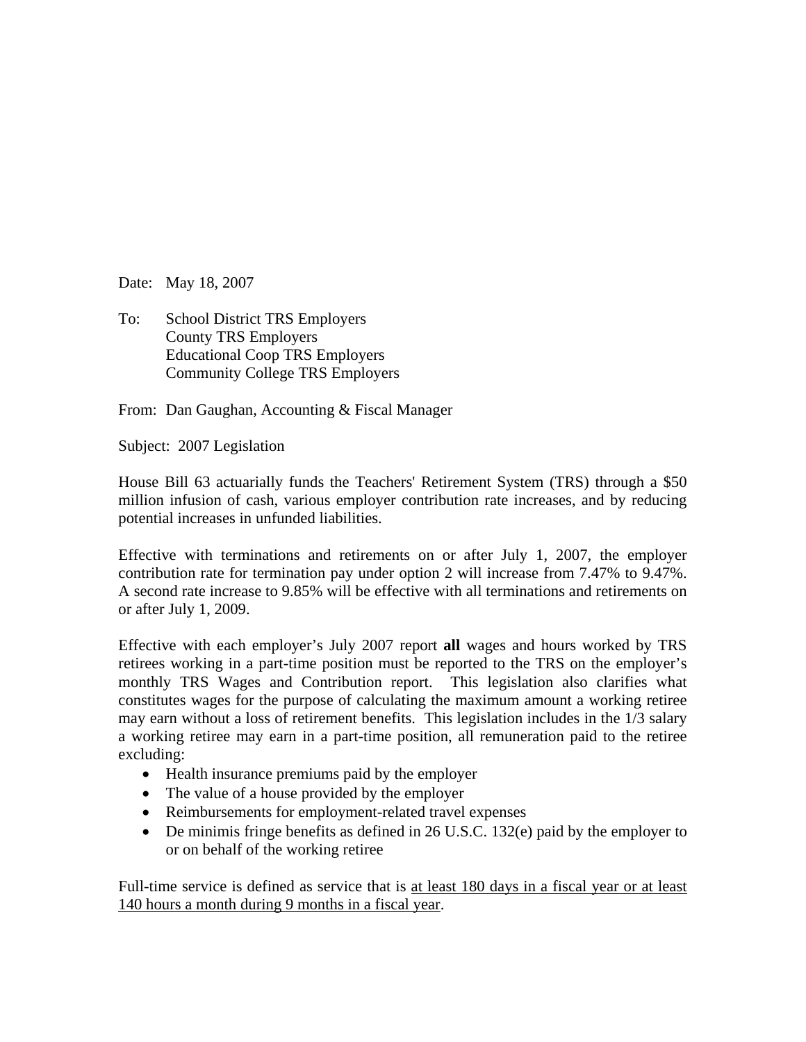Date: May 18, 2007

To: School District TRS Employers
County TRS Employers
Educational Coop TRS Employers
Community College TRS Employers

From: Dan Gaughan, Accounting & Fiscal Manager

Subject: 2007 Legislation

House Bill 63 actuarially funds the Teachers' Retirement System (TRS) through a $50 million infusion of cash, various employer contribution rate increases, and by reducing potential increases in unfunded liabilities.

Effective with terminations and retirements on or after July 1, 2007, the employer contribution rate for termination pay under option 2 will increase from 7.47% to 9.47%. A second rate increase to 9.85% will be effective with all terminations and retirements on or after July 1, 2009.

Effective with each employer's July 2007 report **all** wages and hours worked by TRS retirees working in a part-time position must be reported to the TRS on the employer's monthly TRS Wages and Contribution report. This legislation also clarifies what constitutes wages for the purpose of calculating the maximum amount a working retiree may earn without a loss of retirement benefits. This legislation includes in the 1/3 salary a working retiree may earn in a part-time position, all remuneration paid to the retiree excluding:

- Health insurance premiums paid by the employer
- The value of a house provided by the employer
- Reimbursements for employment-related travel expenses
- De minimis fringe benefits as defined in 26 U.S.C. 132(e) paid by the employer to or on behalf of the working retiree

Full-time service is defined as service that is <u>at least 180 days in a fiscal year or at least 140 hours a month during 9 months in a fiscal year</u>.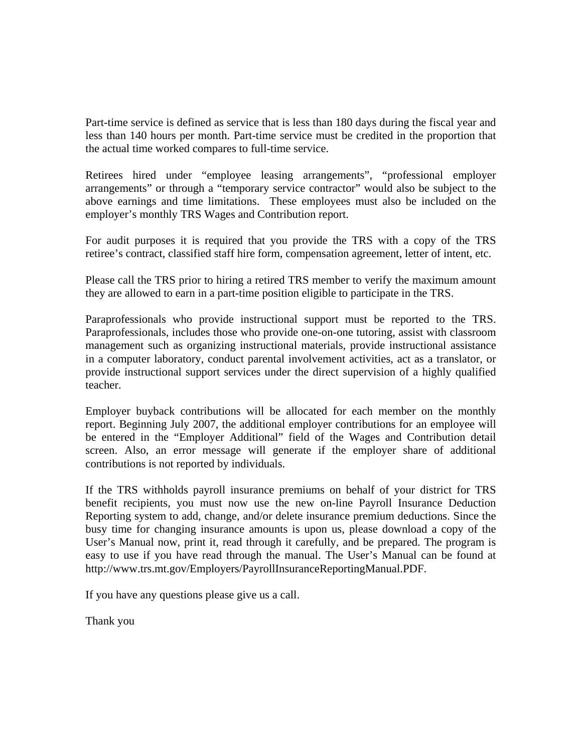Part-time service is defined as service that is less than 180 days during the fiscal year and less than 140 hours per month. Part-time service must be credited in the proportion that the actual time worked compares to full-time service.

Retirees hired under "employee leasing arrangements", "professional employer arrangements" or through a "temporary service contractor" would also be subject to the above earnings and time limitations. These employees must also be included on the employer's monthly TRS Wages and Contribution report.

For audit purposes it is required that you provide the TRS with a copy of the TRS retiree's contract, classified staff hire form, compensation agreement, letter of intent, etc.

Please call the TRS prior to hiring a retired TRS member to verify the maximum amount they are allowed to earn in a part-time position eligible to participate in the TRS.

Paraprofessionals who provide instructional support must be reported to the TRS. Paraprofessionals, includes those who provide one-on-one tutoring, assist with classroom management such as organizing instructional materials, provide instructional assistance in a computer laboratory, conduct parental involvement activities, act as a translator, or provide instructional support services under the direct supervision of a highly qualified teacher.

Employer buyback contributions will be allocated for each member on the monthly report. Beginning July 2007, the additional employer contributions for an employee will be entered in the "Employer Additional" field of the Wages and Contribution detail screen. Also, an error message will generate if the employer share of additional contributions is not reported by individuals.

If the TRS withholds payroll insurance premiums on behalf of your district for TRS benefit recipients, you must now use the new on-line Payroll Insurance Deduction Reporting system to add, change, and/or delete insurance premium deductions. Since the busy time for changing insurance amounts is upon us, please download a copy of the User's Manual now, print it, read through it carefully, and be prepared. The program is easy to use if you have read through the manual. The User's Manual can be found at http://www.trs.mt.gov/Employers/PayrollInsuranceReportingManual.PDF.

If you have any questions please give us a call.

Thank you